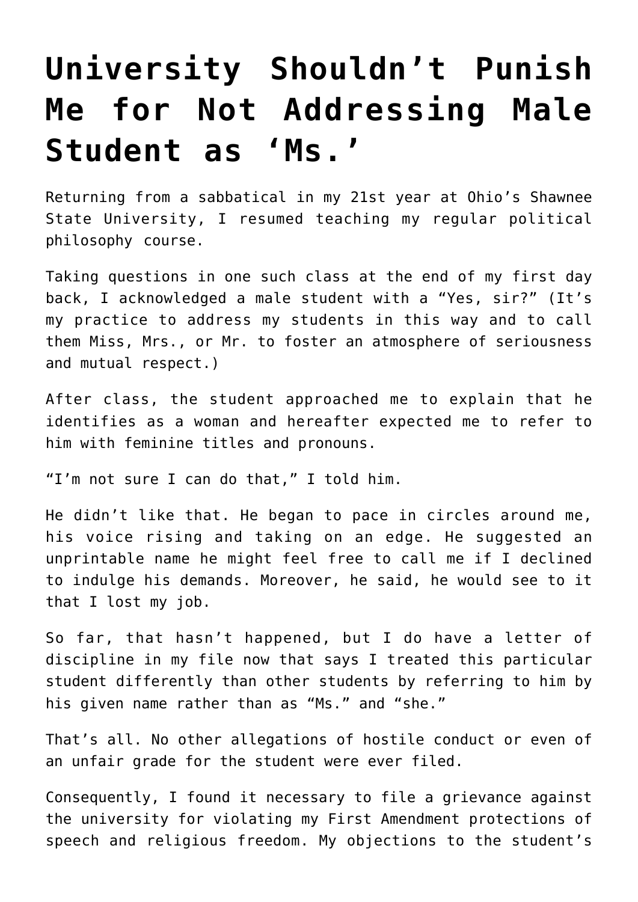# University Shouldn't Punish Me for Not Addressing Male Student as 'Ms.'

Returning from a sabbatical in my 21st year at Ohio's Shawnee State University, I resumed teaching my regular political philosophy course.

Taking questions in one such class at the end of my first day back, I acknowledged a male student with a "Yes, sir?" (It's my practice to address my students in this way and to call them Miss, Mrs., or Mr. to foster an atmosphere of seriousness and mutual respect.)

After class, the student approached me to explain that he identifies as a woman and hereafter expected me to refer to him with feminine titles and pronouns.

"I'm not sure I can do that," I told him.

He didn't like that. He began to pace in circles around me, his voice rising and taking on an edge. He suggested an unprintable name he might feel free to call me if I declined to indulge his demands. Moreover, he said, he would see to it that I lost my job.

So far, that hasn't happened, but I do have a letter of discipline in my file now that says I treated this particular student differently than other students by referring to him by his given name rather than as "Ms." and "she."

That's all. No other allegations of hostile conduct or even of an unfair grade for the student were ever filed.

Consequently, I found it necessary to file a grievance against the university for violating my First Amendment protections of speech and religious freedom. My objections to the student's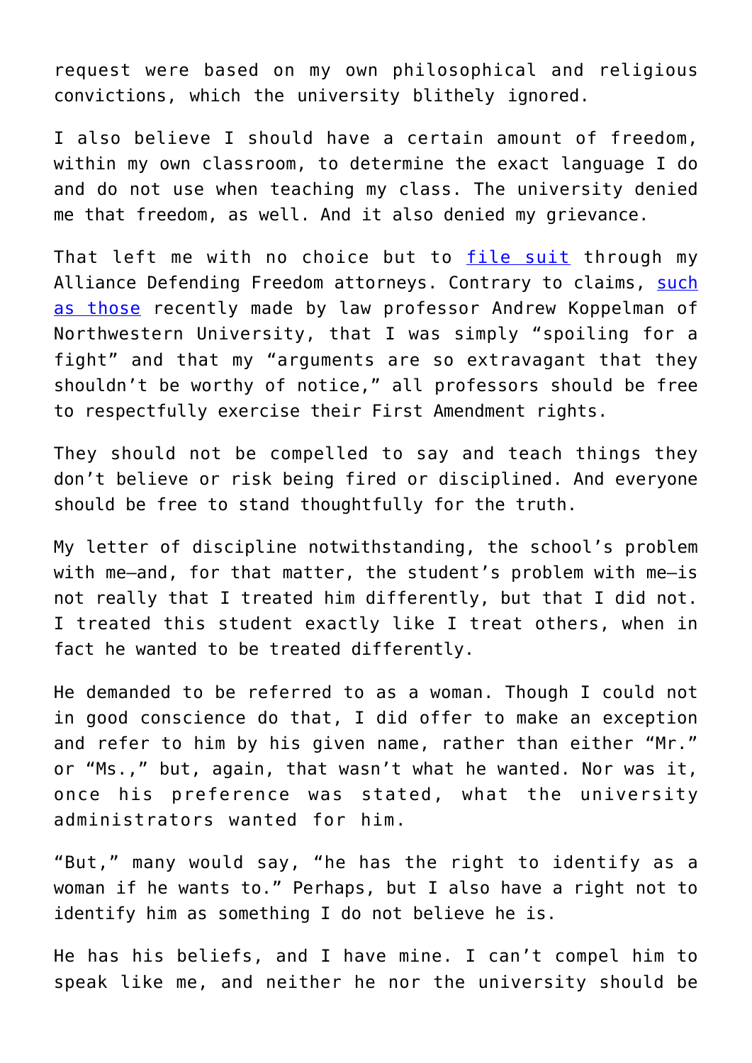request were based on my own philosophical and religious convictions, which the university blithely ignored.

I also believe I should have a certain amount of freedom, within my own classroom, to determine the exact language I do and do not use when teaching my class. The university denied me that freedom, as well. And it also denied my grievance.

That left me with no choice but to file suit through my Alliance Defending Freedom attorneys. Contrary to claims, such as those recently made by law professor Andrew Koppelman of Northwestern University, that I was simply "spoiling for a fight" and that my "arguments are so extravagant that they shouldn't be worthy of notice," all professors should be free to respectfully exercise their First Amendment rights.

They should not be compelled to say and teach things they don't believe or risk being fired or disciplined. And everyone should be free to stand thoughtfully for the truth.

My letter of discipline notwithstanding, the school's problem with me—and, for that matter, the student's problem with me—is not really that I treated him differently, but that I did not. I treated this student exactly like I treat others, when in fact he wanted to be treated differently.

He demanded to be referred to as a woman. Though I could not in good conscience do that, I did offer to make an exception and refer to him by his given name, rather than either "Mr." or "Ms.," but, again, that wasn't what he wanted. Nor was it, once his preference was stated, what the university administrators wanted for him.

"But," many would say, "he has the right to identify as a woman if he wants to." Perhaps, but I also have a right not to identify him as something I do not believe he is.

He has his beliefs, and I have mine. I can't compel him to speak like me, and neither he nor the university should be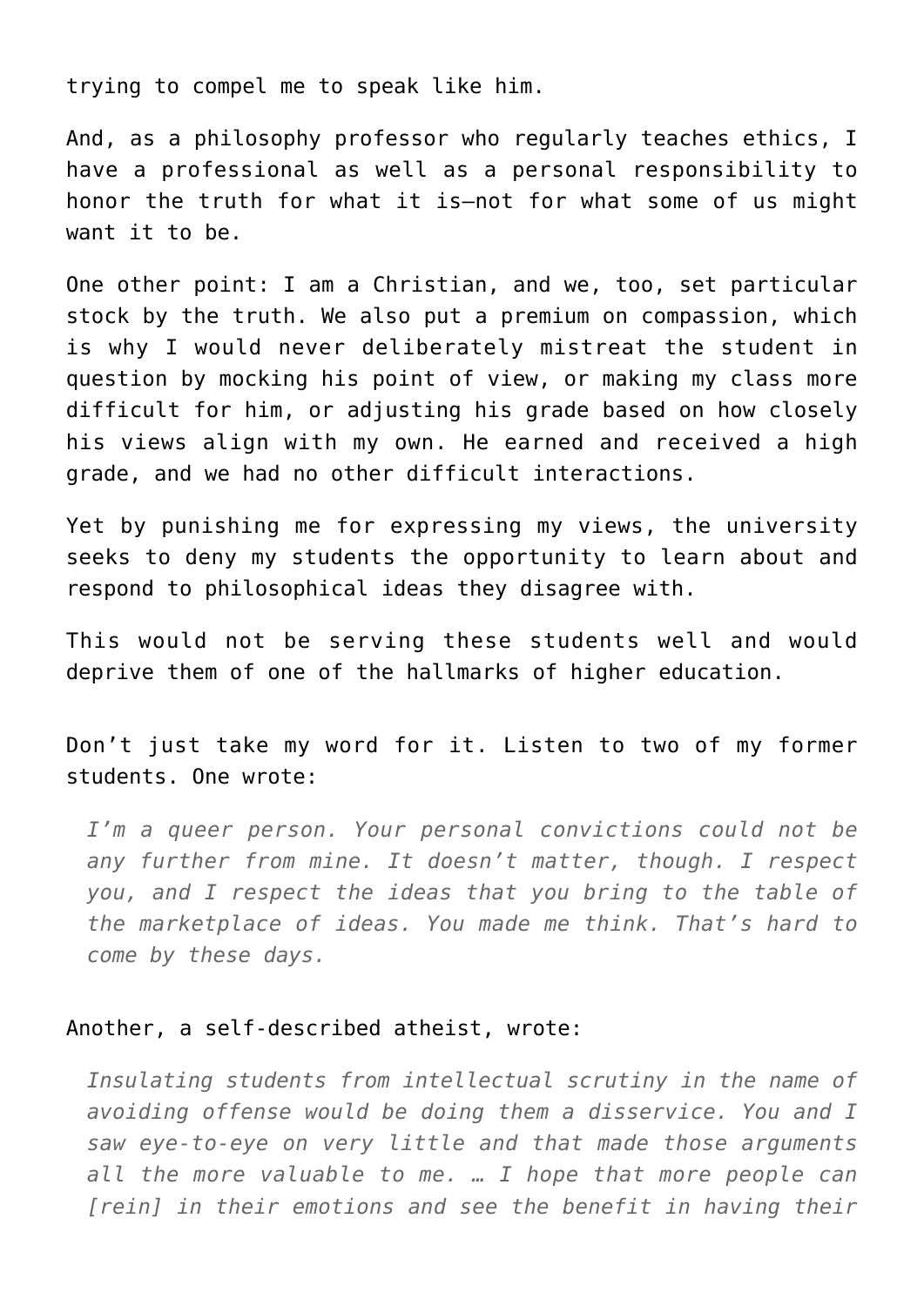trying to compel me to speak like him.

And, as a philosophy professor who regularly teaches ethics, I have a professional as well as a personal responsibility to honor the truth for what it is—not for what some of us might want it to be.

One other point: I am a Christian, and we, too, set particular stock by the truth. We also put a premium on compassion, which is why I would never deliberately mistreat the student in question by mocking his point of view, or making my class more difficult for him, or adjusting his grade based on how closely his views align with my own. He earned and received a high grade, and we had no other difficult interactions.

Yet by punishing me for expressing my views, the university seeks to deny my students the opportunity to learn about and respond to philosophical ideas they disagree with.

This would not be serving these students well and would deprive them of one of the hallmarks of higher education.

Don't just take my word for it. Listen to two of my former students. One wrote:

> *I'm a queer person. Your personal convictions could not be any further from mine. It doesn't matter, though. I respect you, and I respect the ideas that you bring to the table of the marketplace of ideas. You made me think. That's hard to come by these days.*

Another, a self-described atheist, wrote:

> *Insulating students from intellectual scrutiny in the name of avoiding offense would be doing them a disservice. You and I saw eye-to-eye on very little and that made those arguments all the more valuable to me. … I hope that more people can [rein] in their emotions and see the benefit in having their*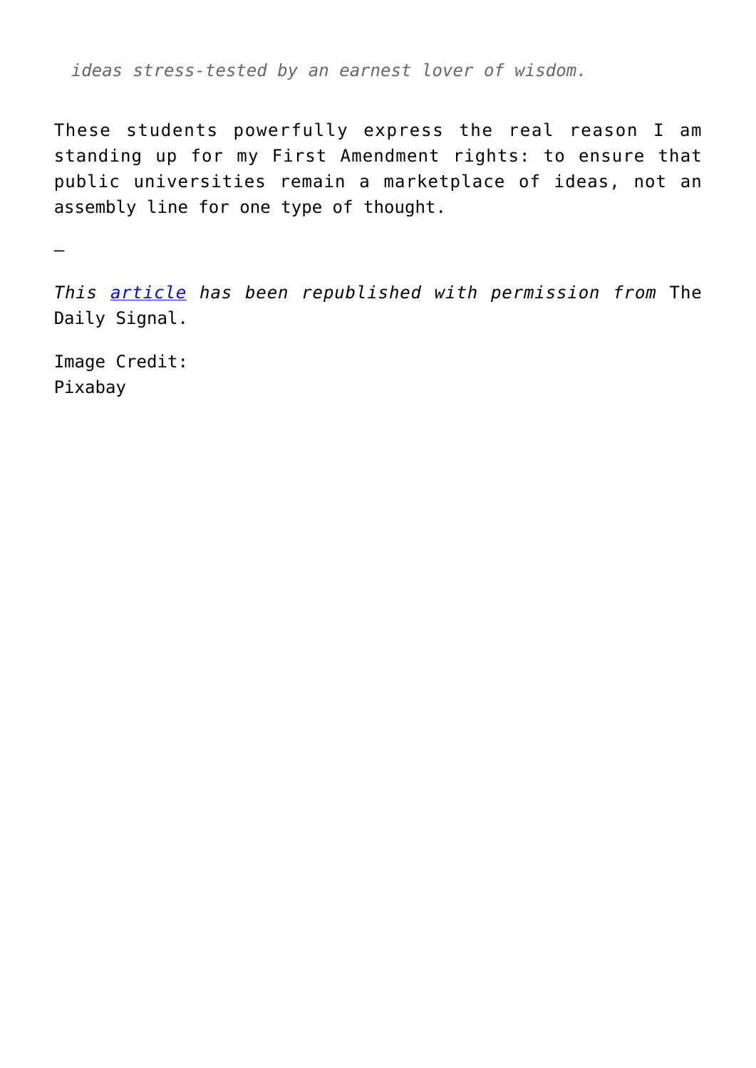*ideas stress-tested by an earnest lover of wisdom.*

These students powerfully express the real reason I am standing up for my First Amendment rights: to ensure that public universities remain a marketplace of ideas, not an assembly line for one type of thought.

—

*This [article](article) has been republished with permission from* The Daily Signal.

Image Credit:
Pixabay